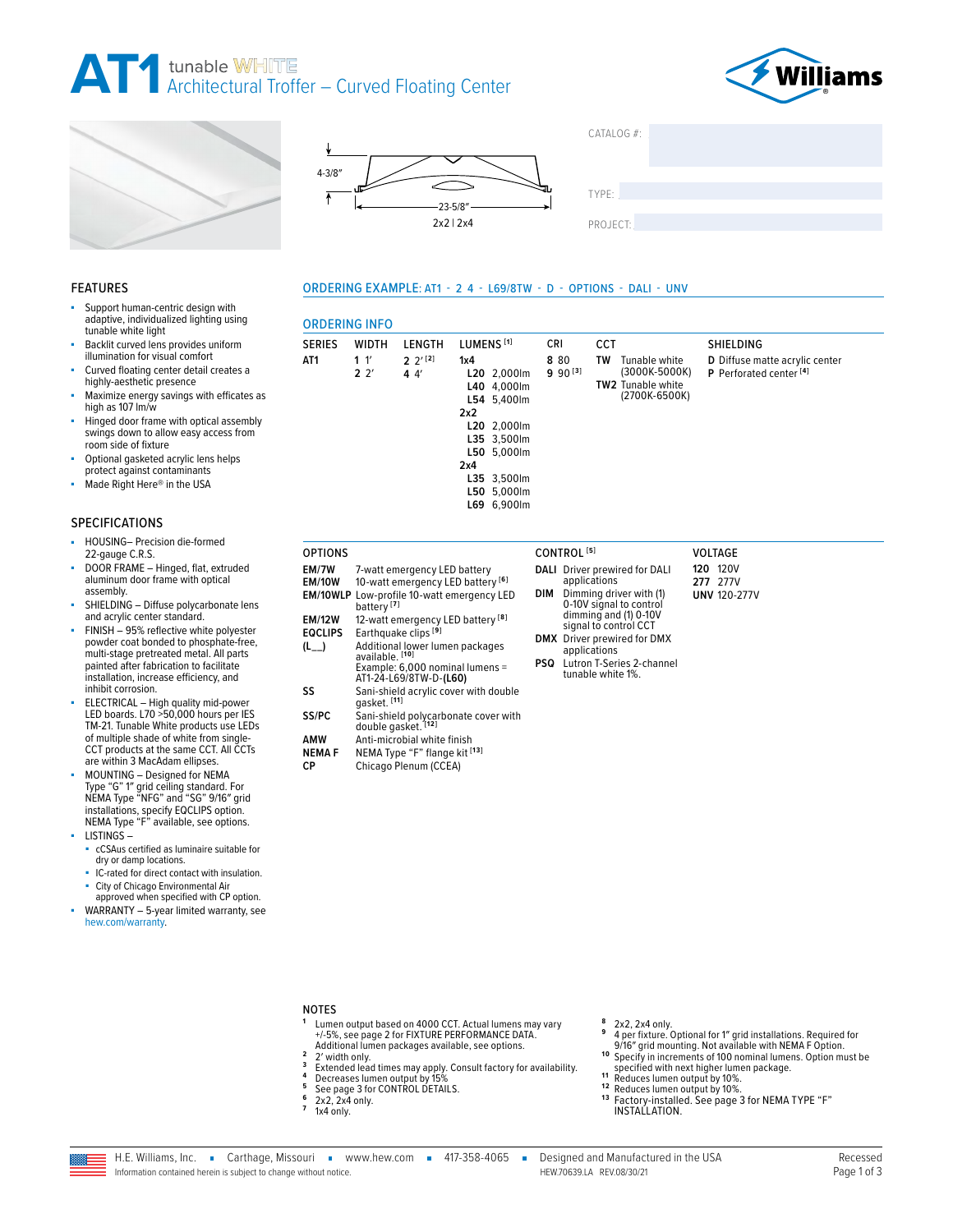# AT1 tunable WHITE Architectural Troffer – Curved Floating Center

4-3/8"

23-5/8"

2x2 | 2x4

CATALOG #:

TYPE:

PROJECT:

## FEATURES

- Support human-centric design with adaptive, individualized lighting using tunable white light
- Backlit curved lens provides uniform illumination for visual comfort
- Curved floating center detail creates a highly-aesthetic presence
- Maximize energy savings with efficates as high as 107 lm/w
- Hinged door frame with optical assembly swings down to allow easy access from room side of fixture
- Optional gasketed acrylic lens helps protect against contaminants
- Made Right Here® in the USA

## SPECIFICATIONS

- HOUSING– Precision die-formed 22-gauge C.R.S.
- DOOR FRAME – Hinged, flat, extruded aluminum door frame with optical assembly.
- SHIELDING – Diffuse polycarbonate lens and acrylic center standard.
- FINISH – 95% reflective white polyester powder coat bonded to phosphate-free, multi-stage pretreated metal. All parts painted after fabrication to facilitate installation, increase efficiency, and inhibit corrosion.
- ELECTRICAL – High quality mid-power LED boards. L70 >50,000 hours per IES TM-21. Tunable White products use LEDs of multiple shade of white from single-CCT products at the same CCT. All CCTs are within 3 MacAdam ellipses.
- MOUNTING – Designed for NEMA Type "G" 1" grid ceiling standard. For NEMA Type "NFG" and "SG" 9/16" grid installations, specify EQCLIPS option. NEMA Type "F" available, see options.
- LISTINGS –
  - cCSAus certified as luminaire suitable for dry or damp locations.
  - IC-rated for direct contact with insulation.
  - City of Chicago Environmental Air approved when specified with CP option.
- WARRANTY – 5-year limited warranty, see hew.com/warranty.

## ORDERING EXAMPLE: AT1 - 2 4 - L69/8TW - D - OPTIONS - DALI - UNV

## ORDERING INFO

| SERIES | WIDTH | LENGTH | LUMENS [1] | CRI | CCT | SHIELDING |
|---|---|---|---|---|---|---|
| **AT1** | **1** 1' | **2** 2' [2] | **1x4** | **8** 80 | **TW** Tunable white (3000K-5000K) | **D** Diffuse matte acrylic center |
| | **2** 2' | **4** 4' | **L20** 2,000lm | **9** 90 [3] | **TW2** Tunable white (2700K-6500K) | **P** Perforated center [4] |
| | | | **L40** 4,000lm | | | |
| | | | **L54** 5,400lm | | | |
| | | | **2x2** | | | |
| | | | **L20** 2,000lm | | | |
| | | | **L35** 3,500lm | | | |
| | | | **L50** 5,000lm | | | |
| | | | **2x4** | | | |
| | | | **L35** 3,500lm | | | |
| | | | **L50** 5,000lm | | | |
| | | | **L69** 6,900lm | | | |

### OPTIONS

| | |
|---|---|
| **EM/7W** | 7-watt emergency LED battery |
| **EM/10W** | 10-watt emergency LED battery [6] |
| **EM/10WLP** | Low-profile 10-watt emergency LED battery [7] |
| **EM/12W** | 12-watt emergency LED battery [8] |
| **EQCLIPS** | Earthquake clips [9] |
| **(L__)** | Additional lower lumen packages available. [10] Example: 6,000 nominal lumens = AT1-24-L69/8TW-D-**(L60)** |
| **SS** | Sani-shield acrylic cover with double gasket. [11] |
| **SS/PC** | Sani-shield polycarbonate cover with double gasket. [12] |
| **AMW** | Anti-microbial white finish |
| **NEMA F** | NEMA Type "F" flange kit [13] |
| **CP** | Chicago Plenum (CCEA) |

### CONTROL [5]

| | |
|---|---|
| **DALI** | Driver prewired for DALI applications |
| **DIM** | Dimming driver with (1) 0-10V signal to control dimming and (1) 0-10V signal to control CCT |
| **DMX** | Driver prewired for DMX applications |
| **PSQ** | Lutron T-Series 2-channel tunable white 1%. |

### VOLTAGE

| | |
|---|---|
| **120** | 120V |
| **277** | 277V |
| **UNV** | 120-277V |

### NOTES

1. Lumen output based on 4000 CCT. Actual lumens may vary +/-5%, see page 2 for FIXTURE PERFORMANCE DATA. Additional lumen packages available, see options.
2. 2' width only.
3. Extended lead times may apply. Consult factory for availability.
4. Decreases lumen output by 15%
5. See page 3 for CONTROL DETAILS.
6. 2x2, 2x4 only.
7. 1x4 only.
8. 2x2, 2x4 only.
9. 4 per fixture. Optional for 1" grid installations. Required for 9/16" grid mounting. Not available with NEMA F Option.
10. Specify in increments of 100 nominal lumens. Option must be specified with next higher lumen package.
11. Reduces lumen output by 10%.
12. Reduces lumen output by 10%.
13. Factory-installed. See page 3 for NEMA TYPE "F" INSTALLATION.

H.E. Williams, Inc. ▪ Carthage, Missouri ▪ www.hew.com ▪ 417-358-4065 ▪ Designed and Manufactured in the USA

Information contained herein is subject to change without notice. HEW.70639.LA REV.08/30/21

Recessed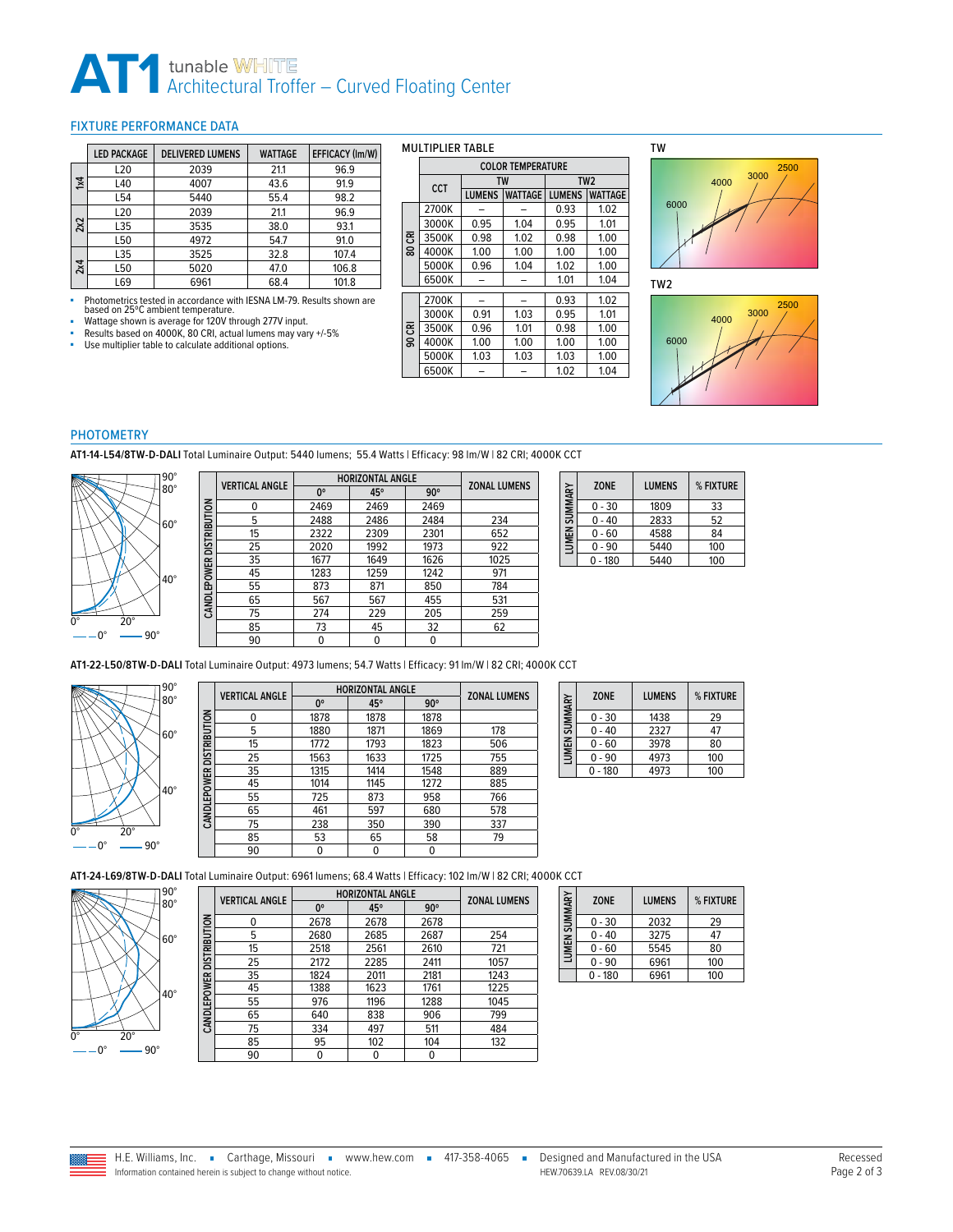# AT1 tunable WHITE
## Architectural Troffer – Curved Floating Center

### FIXTURE PERFORMANCE DATA

| | LED PACKAGE | DELIVERED LUMENS | WATTAGE | EFFICACY (lm/W) |
|---|---|---|---|---|
| 1x4 | L20 | 2039 | 21.1 | 96.9 |
| | L40 | 4007 | 43.6 | 91.9 |
| | L54 | 5440 | 55.4 | 98.2 |
| 2x2 | L20 | 2039 | 21.1 | 96.9 |
| | L35 | 3535 | 38.0 | 93.1 |
| | L50 | 4972 | 54.7 | 91.0 |
| 2x4 | L35 | 3525 | 32.8 | 107.4 |
| | L50 | 5020 | 47.0 | 106.8 |
| | L69 | 6961 | 68.4 | 101.8 |

- Photometrics tested in accordance with IESNA LM-79. Results shown are based on 25°C ambient temperature.
- Wattage shown is average for 120V through 277V input.
- Results based on 4000K, 80 CRI, actual lumens may vary +/-5%
- Use multiplier table to calculate additional options.

### MULTIPLIER TABLE

| | CCT | COLOR TEMPERATURE | | | |
|---|---|---|---|---|---|
| | | TW | | TW2 | |
| | | LUMENS | WATTAGE | LUMENS | WATTAGE |
| 80 CRI | 2700K | – | – | 0.93 | 1.02 |
| | 3000K | 0.95 | 1.04 | 0.95 | 1.01 |
| | 3500K | 0.98 | 1.02 | 0.98 | 1.00 |
| | 4000K | 1.00 | 1.00 | 1.00 | 1.00 |
| | 5000K | 0.96 | 1.04 | 1.02 | 1.00 |
| | 6500K | – | – | 1.01 | 1.04 |
| 90 CRI | 2700K | – | – | 0.93 | 1.02 |
| | 3000K | 0.91 | 1.03 | 0.95 | 1.01 |
| | 3500K | 0.96 | 1.01 | 0.98 | 1.00 |
| | 4000K | 1.00 | 1.00 | 1.00 | 1.00 |
| | 5000K | 1.03 | 1.03 | 1.03 | 1.00 |
| | 6500K | – | – | 1.02 | 1.04 |

TW

6000
4000
3000
2500

TW2

6000
4000
3000
2500

### PHOTOMETRY

**AT1-14-L54/8TW-D-DALI** Total Luminaire Output: 5440 lumens; 55.4 Watts | Efficacy: 98 lm/W | 82 CRI; 4000K CCT

90°
80°
60°
40°
0°
20°
0°
90°

| VERTICAL ANGLE | HORIZONTAL ANGLE | | | ZONAL LUMENS |
|---|---|---|---|---|
| | 0° | 45° | 90° | |
| 0 | 2469 | 2469 | 2469 | |
| 5 | 2488 | 2486 | 2484 | 234 |
| 15 | 2322 | 2309 | 2301 | 652 |
| 25 | 2020 | 1992 | 1973 | 922 |
| 35 | 1677 | 1649 | 1626 | 1025 |
| 45 | 1283 | 1259 | 1242 | 971 |
| 55 | 873 | 871 | 850 | 784 |
| 65 | 567 | 567 | 455 | 531 |
| 75 | 274 | 229 | 205 | 259 |
| 85 | 73 | 45 | 32 | 62 |
| 90 | 0 | 0 | 0 | |

| ZONE | LUMENS | % FIXTURE |
|---|---|---|
| 0 - 30 | 1809 | 33 |
| 0 - 40 | 2833 | 52 |
| 0 - 60 | 4588 | 84 |
| 0 - 90 | 5440 | 100 |
| 0 - 180 | 5440 | 100 |

**AT1-22-L50/8TW-D-DALI** Total Luminaire Output: 4973 lumens; 54.7 Watts | Efficacy: 91 lm/W | 82 CRI; 4000K CCT

90°
80°
60°
40°
0°
20°
0°
90°

| VERTICAL ANGLE | HORIZONTAL ANGLE | | | ZONAL LUMENS |
|---|---|---|---|---|
| | 0° | 45° | 90° | |
| 0 | 1878 | 1878 | 1878 | |
| 5 | 1880 | 1871 | 1869 | 178 |
| 15 | 1772 | 1793 | 1823 | 506 |
| 25 | 1563 | 1633 | 1725 | 755 |
| 35 | 1315 | 1414 | 1548 | 889 |
| 45 | 1014 | 1145 | 1272 | 885 |
| 55 | 725 | 873 | 958 | 766 |
| 65 | 461 | 597 | 680 | 578 |
| 75 | 238 | 350 | 390 | 337 |
| 85 | 53 | 65 | 58 | 79 |
| 90 | 0 | 0 | 0 | |

| ZONE | LUMENS | % FIXTURE |
|---|---|---|
| 0 - 30 | 1438 | 29 |
| 0 - 40 | 2327 | 47 |
| 0 - 60 | 3978 | 80 |
| 0 - 90 | 4973 | 100 |
| 0 - 180 | 4973 | 100 |

**AT1-24-L69/8TW-D-DALI** Total Luminaire Output: 6961 lumens; 68.4 Watts | Efficacy: 102 lm/W | 82 CRI; 4000K CCT

90°
80°
60°
40°
0°
20°
0°
90°

| VERTICAL ANGLE | HORIZONTAL ANGLE | | | ZONAL LUMENS |
|---|---|---|---|---|
| | 0° | 45° | 90° | |
| 0 | 2678 | 2678 | 2678 | |
| 5 | 2680 | 2685 | 2687 | 254 |
| 15 | 2518 | 2561 | 2610 | 721 |
| 25 | 2172 | 2285 | 2411 | 1057 |
| 35 | 1824 | 2011 | 2181 | 1243 |
| 45 | 1388 | 1623 | 1761 | 1225 |
| 55 | 976 | 1196 | 1288 | 1045 |
| 65 | 640 | 838 | 906 | 799 |
| 75 | 334 | 497 | 511 | 484 |
| 85 | 95 | 102 | 104 | 132 |
| 90 | 0 | 0 | 0 | |

| ZONE | LUMENS | % FIXTURE |
|---|---|---|
| 0 - 30 | 2032 | 29 |
| 0 - 40 | 3275 | 47 |
| 0 - 60 | 5545 | 80 |
| 0 - 90 | 6961 | 100 |
| 0 - 180 | 6961 | 100 |

H.E. Williams, Inc. ▪ Carthage, Missouri ▪ www.hew.com ▪ 417-358-4065 ▪ Designed and Manufactured in the USA
Information contained herein is subject to change without notice. HEW.70639.LA REV.08/30/21
Recessed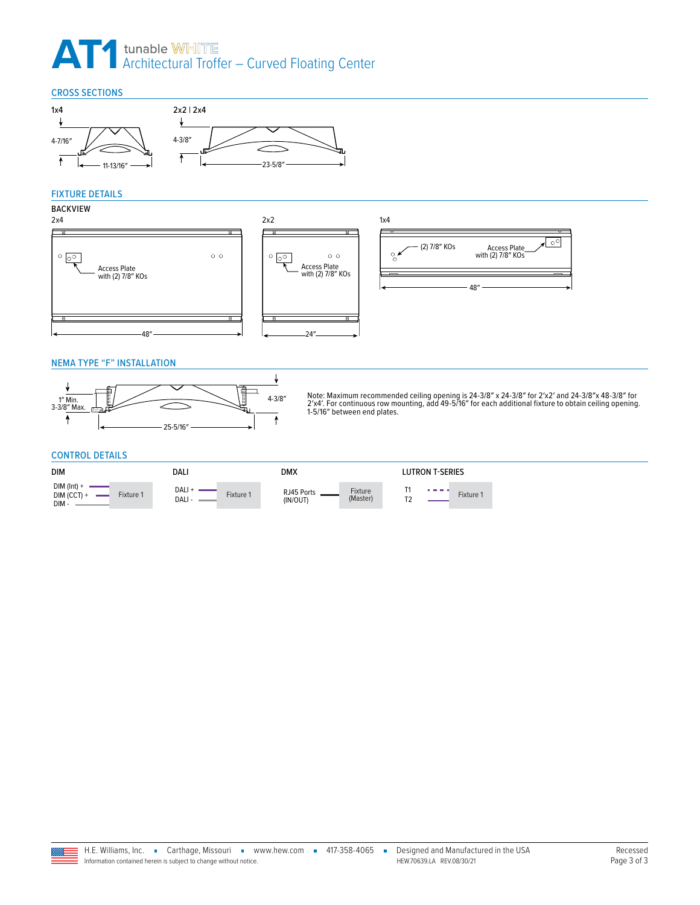# AT1 tunable WHITE Architectural Troffer – Curved Floating Center

## CROSS SECTIONS

1x4

4-7/16"

11-13/16"

2x2 | 2x4

4-3/8"

23-5/8"

## FIXTURE DETAILS

### BACKVIEW

2x4

Access Plate with (2) 7/8" KOs

48"

2x2

Access Plate with (2) 7/8" KOs

24"

1x4

(2) 7/8" KOs

Access Plate with (2) 7/8" KOs

48"

## NEMA TYPE "F" INSTALLATION

1" Min. 3-3/8" Max.

4-3/8"

25-5/16"

Note: Maximum recommended ceiling opening is 24-3/8" x 24-3/8" for 2'x2' and 24-3/8"x 48-3/8" for 2'x4'. For continuous row mounting, add 49-5/16" for each additional fixture to obtain ceiling opening. 1-5/16" between end plates.

## CONTROL DETAILS

**DIM**

DIM (Int) +
DIM (CCT) +
DIM -
Fixture 1

**DALI**

DALI +
DALI -
Fixture 1

**DMX**

RJ45 Ports (IN/OUT)
Fixture (Master)

**LUTRON T-SERIES**

T1
T2
Fixture 1

H.E. Williams, Inc. ▪ Carthage, Missouri ▪ www.hew.com ▪ 417-358-4065 ▪ Designed and Manufactured in the USA

Information contained herein is subject to change without notice.

HEW.70639.LA REV.08/30/21

Recessed